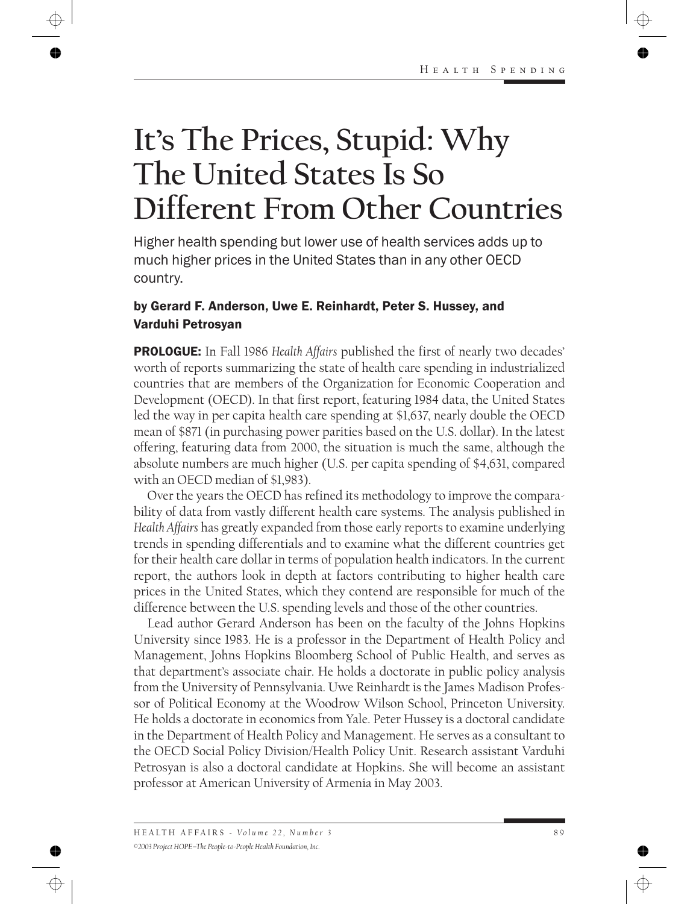# It's The Prices, Stupid: Why The United States Is So Different From Other Countries

Higher health spending but lower use of health services adds up to much higher prices in the United States than in any other OECD country.

**by Gerard F. Anderson, Uwe E. Reinhardt, Peter S. Hussey, and Varduhi Petrosyan**

**PROLOGUE:** In Fall 1986 *Health Affairs* published the first of nearly two decades' worth of reports summarizing the state of health care spending in industrialized countries that are members of the Organization for Economic Cooperation and Development (OECD). In that first report, featuring 1984 data, the United States led the way in per capita health care spending at $1,637, nearly double the OECD mean of $871 (in purchasing power parities based on the U.S. dollar). In the latest offering, featuring data from 2000, the situation is much the same, although the absolute numbers are much higher (U.S. per capita spending of $4,631, compared with an OECD median of $1,983).

Over the years the OECD has refined its methodology to improve the comparability of data from vastly different health care systems. The analysis published in *Health Affairs* has greatly expanded from those early reports to examine underlying trends in spending differentials and to examine what the different countries get for their health care dollar in terms of population health indicators. In the current report, the authors look in depth at factors contributing to higher health care prices in the United States, which they contend are responsible for much of the difference between the U.S. spending levels and those of the other countries.

Lead author Gerard Anderson has been on the faculty of the Johns Hopkins University since 1983. He is a professor in the Department of Health Policy and Management, Johns Hopkins Bloomberg School of Public Health, and serves as that department's associate chair. He holds a doctorate in public policy analysis from the University of Pennsylvania. Uwe Reinhardt is the James Madison Professor of Political Economy at the Woodrow Wilson School, Princeton University. He holds a doctorate in economics from Yale. Peter Hussey is a doctoral candidate in the Department of Health Policy and Management. He serves as a consultant to the OECD Social Policy Division/Health Policy Unit. Research assistant Varduhi Petrosyan is also a doctoral candidate at Hopkins. She will become an assistant professor at American University of Armenia in May 2003.

*©2003 Project HOPE–The People-to-People Health Foundation, Inc.*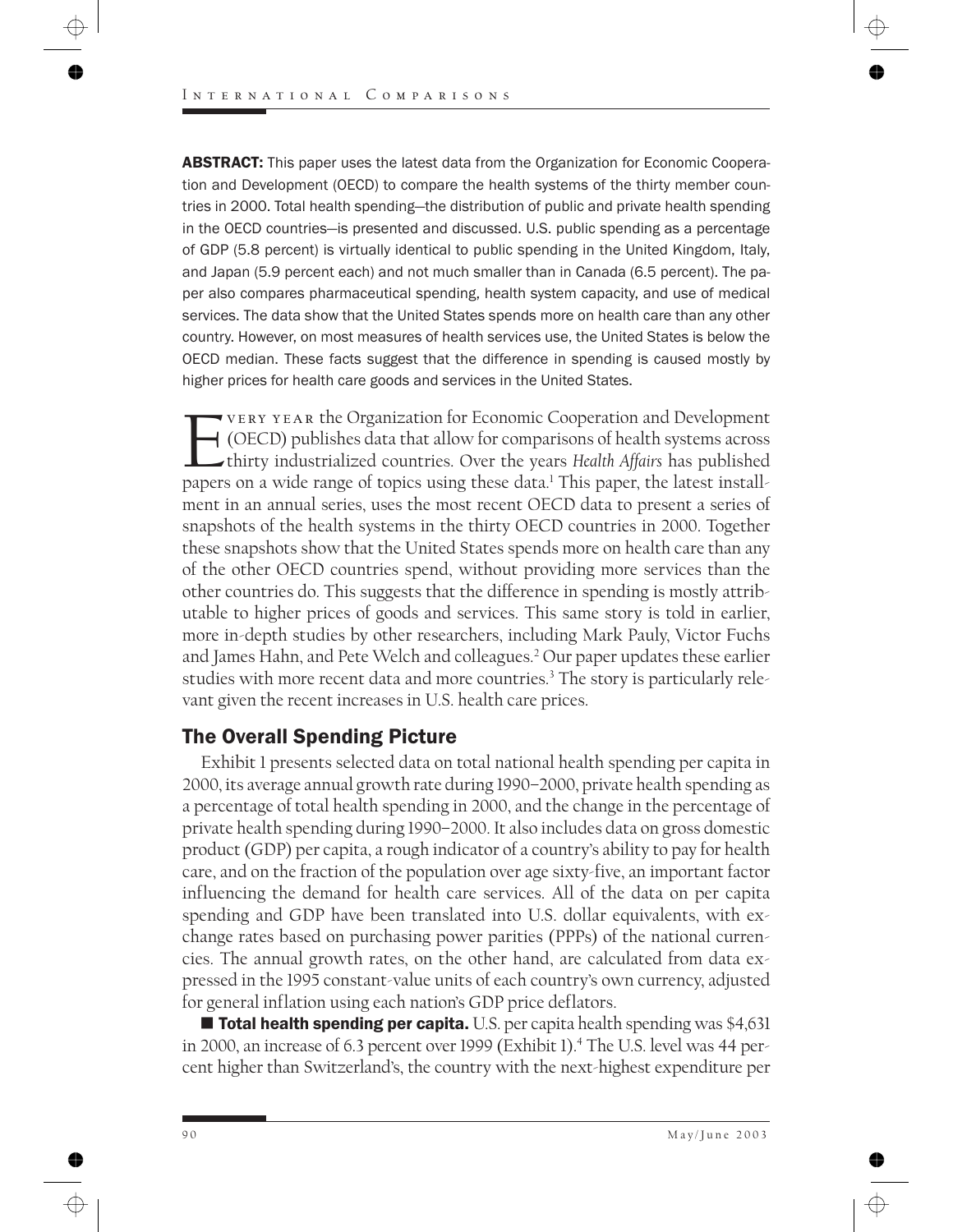**ABSTRACT:** This paper uses the latest data from the Organization for Economic Cooperation and Development (OECD) to compare the health systems of the thirty member countries in 2000. Total health spending—the distribution of public and private health spending in the OECD countries—is presented and discussed. U.S. public spending as a percentage of GDP (5.8 percent) is virtually identical to public spending in the United Kingdom, Italy, and Japan (5.9 percent each) and not much smaller than in Canada (6.5 percent). The paper also compares pharmaceutical spending, health system capacity, and use of medical services. The data show that the United States spends more on health care than any other country. However, on most measures of health services use, the United States is below the OECD median. These facts suggest that the difference in spending is caused mostly by higher prices for health care goods and services in the United States.

Every year the Organization for Economic Cooperation and Development (OECD) publishes data that allow for comparisons of health systems across thirty industrialized countries. Over the years *Health Affairs* has published papers on a wide range of topics using these data.[1] This paper, the latest installment in an annual series, uses the most recent OECD data to present a series of snapshots of the health systems in the thirty OECD countries in 2000. Together these snapshots show that the United States spends more on health care than any of the other OECD countries spend, without providing more services than the other countries do. This suggests that the difference in spending is mostly attributable to higher prices of goods and services. This same story is told in earlier, more in-depth studies by other researchers, including Mark Pauly, Victor Fuchs and James Hahn, and Pete Welch and colleagues.[2] Our paper updates these earlier studies with more recent data and more countries.[3] The story is particularly relevant given the recent increases in U.S. health care prices.

## The Overall Spending Picture

Exhibit 1 presents selected data on total national health spending per capita in 2000, its average annual growth rate during 1990–2000, private health spending as a percentage of total health spending in 2000, and the change in the percentage of private health spending during 1990–2000. It also includes data on gross domestic product (GDP) per capita, a rough indicator of a country's ability to pay for health care, and on the fraction of the population over age sixty-five, an important factor influencing the demand for health care services. All of the data on per capita spending and GDP have been translated into U.S. dollar equivalents, with exchange rates based on purchasing power parities (PPPs) of the national currencies. The annual growth rates, on the other hand, are calculated from data expressed in the 1995 constant-value units of each country's own currency, adjusted for general inflation using each nation's GDP price deflators.

■ **Total health spending per capita.** U.S. per capita health spending was $4,631 in 2000, an increase of 6.3 percent over 1999 (Exhibit 1).[4] The U.S. level was 44 percent higher than Switzerland's, the country with the next-highest expenditure per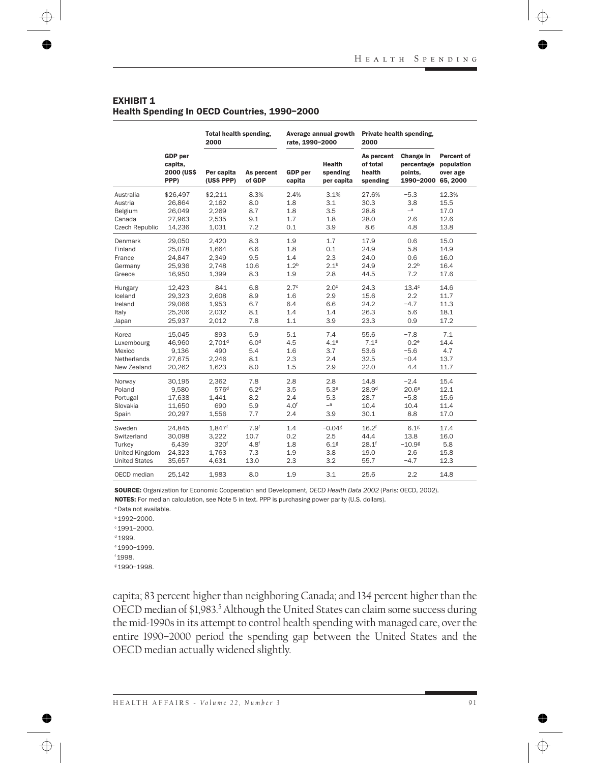## EXHIBIT 1
### Health Spending In OECD Countries, 1990–2000

| | GDP per capita, 2000 (US$ PPP) | Total health spending, 2000 | | Average annual growth rate, 1990–2000 | | Private health spending, 2000 | | |
|---|---|---|---|---|---|---|---|---|
| | | Per capita (US$ PPP) | As percent of GDP | GDP per capita | Health spending per capita | As percent of total health spending | Change in percentage points, 1990–2000 | Percent of population over age 65, 2000 |
| Australia | $26,497 | $2,211 | 8.3% | 2.4% | 3.1% | 27.6% | −5.3 | 12.3% |
| Austria | 26,864 | 2,162 | 8.0 | 1.8 | 3.1 | 30.3 | 3.8 | 15.5 |
| Belgium | 26,049 | 2,269 | 8.7 | 1.8 | 3.5 | 28.8 | –[a] | 17.0 |
| Canada | 27,963 | 2,535 | 9.1 | 1.7 | 1.8 | 28.0 | 2.6 | 12.6 |
| Czech Republic | 14,236 | 1,031 | 7.2 | 0.1 | 3.9 | 8.6 | 4.8 | 13.8 |
| Denmark | 29,050 | 2,420 | 8.3 | 1.9 | 1.7 | 17.9 | 0.6 | 15.0 |
| Finland | 25,078 | 1,664 | 6.6 | 1.8 | 0.1 | 24.9 | 5.8 | 14.9 |
| France | 24,847 | 2,349 | 9.5 | 1.4 | 2.3 | 24.0 | 0.6 | 16.0 |
| Germany | 25,936 | 2,748 | 10.6 | 1.2[b] | 2.1[b] | 24.9 | 2.2[b] | 16.4 |
| Greece | 16,950 | 1,399 | 8.3 | 1.9 | 2.8 | 44.5 | 7.2 | 17.6 |
| Hungary | 12,423 | 841 | 6.8 | 2.7[c] | 2.0[c] | 24.3 | 13.4[c] | 14.6 |
| Iceland | 29,323 | 2,608 | 8.9 | 1.6 | 2.9 | 15.6 | 2.2 | 11.7 |
| Ireland | 29,066 | 1,953 | 6.7 | 6.4 | 6.6 | 24.2 | −4.7 | 11.3 |
| Italy | 25,206 | 2,032 | 8.1 | 1.4 | 1.4 | 26.3 | 5.6 | 18.1 |
| Japan | 25,937 | 2,012 | 7.8 | 1.1 | 3.9 | 23.3 | 0.9 | 17.2 |
| Korea | 15,045 | 893 | 5.9 | 5.1 | 7.4 | 55.6 | −7.8 | 7.1 |
| Luxembourg | 46,960 | 2,701[d] | 6.0[d] | 4.5 | 4.1[e] | 7.1[d] | 0.2[e] | 14.4 |
| Mexico | 9,136 | 490 | 5.4 | 1.6 | 3.7 | 53.6 | −5.6 | 4.7 |
| Netherlands | 27,675 | 2,246 | 8.1 | 2.3 | 2.4 | 32.5 | −0.4 | 13.7 |
| New Zealand | 20,262 | 1,623 | 8.0 | 1.5 | 2.9 | 22.0 | 4.4 | 11.7 |
| Norway | 30,195 | 2,362 | 7.8 | 2.8 | 2.8 | 14.8 | −2.4 | 15.4 |
| Poland | 9,580 | 576[d] | 6.2[d] | 3.5 | 5.3[e] | 28.9[d] | 20.6[e] | 12.1 |
| Portugal | 17,638 | 1,441 | 8.2 | 2.4 | 5.3 | 28.7 | −5.8 | 15.6 |
| Slovakia | 11,650 | 690 | 5.9 | 4.0[f] | –[a] | 10.4 | 10.4 | 11.4 |
| Spain | 20,297 | 1,556 | 7.7 | 2.4 | 3.9 | 30.1 | 8.8 | 17.0 |
| Sweden | 24,845 | 1,847[f] | 7.9[f] | 1.4 | −0.04[g] | 16.2[f] | 6.1[g] | 17.4 |
| Switzerland | 30,098 | 3,222 | 10.7 | 0.2 | 2.5 | 44.4 | 13.8 | 16.0 |
| Turkey | 6,439 | 320[f] | 4.8[f] | 1.8 | 6.1[g] | 28.1[f] | −10.9[g] | 5.8 |
| United Kingdom | 24,323 | 1,763 | 7.3 | 1.9 | 3.8 | 19.0 | 2.6 | 15.8 |
| United States | 35,657 | 4,631 | 13.0 | 2.3 | 3.2 | 55.7 | −4.7 | 12.3 |
| OECD median | 25,142 | 1,983 | 8.0 | 1.9 | 3.1 | 25.6 | 2.2 | 14.8 |

**SOURCE:** Organization for Economic Cooperation and Development, *OECD Health Data 2002* (Paris: OECD, 2002).
**NOTES:** For median calculation, see Note 5 in text. PPP is purchasing power parity (U.S. dollars).
[a] Data not available.
[b] 1992–2000.
[c] 1991–2000.
[d] 1999.
[e] 1990–1999.
[f] 1998.
[g] 1990–1998.

capita; 83 percent higher than neighboring Canada; and 134 percent higher than the OECD median of $1,983.[5] Although the United States can claim some success during the mid-1990s in its attempt to control health spending with managed care, over the entire 1990–2000 period the spending gap between the United States and the OECD median actually widened slightly.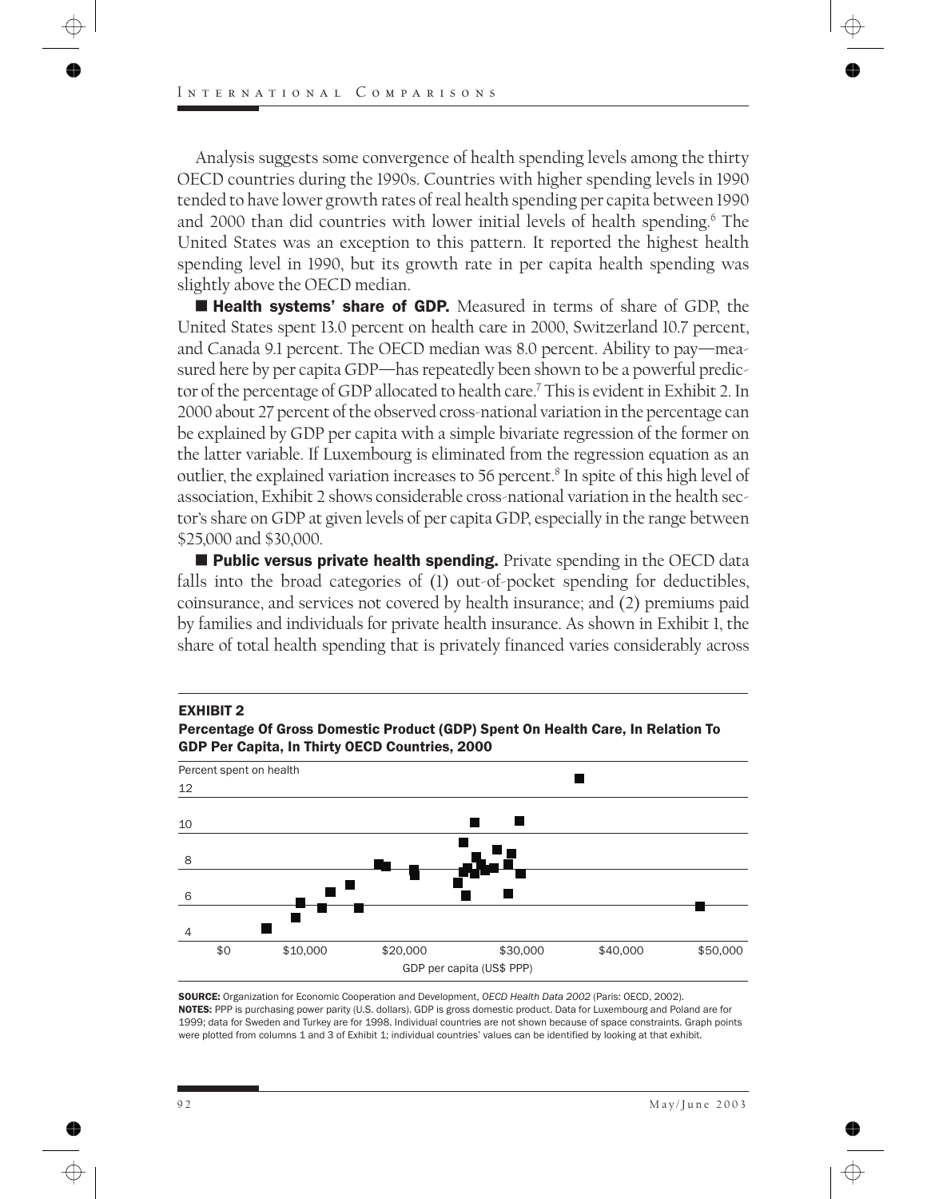Analysis suggests some convergence of health spending levels among the thirty OECD countries during the 1990s. Countries with higher spending levels in 1990 tended to have lower growth rates of real health spending per capita between 1990 and 2000 than did countries with lower initial levels of health spending.[6] The United States was an exception to this pattern. It reported the highest health spending level in 1990, but its growth rate in per capita health spending was slightly above the OECD median.

■ **Health systems' share of GDP.** Measured in terms of share of GDP, the United States spent 13.0 percent on health care in 2000, Switzerland 10.7 percent, and Canada 9.1 percent. The OECD median was 8.0 percent. Ability to pay—measured here by per capita GDP—has repeatedly been shown to be a powerful predictor of the percentage of GDP allocated to health care.[7] This is evident in Exhibit 2. In 2000 about 27 percent of the observed cross-national variation in the percentage can be explained by GDP per capita with a simple bivariate regression of the former on the latter variable. If Luxembourg is eliminated from the regression equation as an outlier, the explained variation increases to 56 percent.[8] In spite of this high level of association, Exhibit 2 shows considerable cross-national variation in the health sector's share on GDP at given levels of per capita GDP, especially in the range between \$25,000 and \$30,000.

■ **Public versus private health spending.** Private spending in the OECD data falls into the broad categories of (1) out-of-pocket spending for deductibles, coinsurance, and services not covered by health insurance; and (2) premiums paid by families and individuals for private health insurance. As shown in Exhibit 1, the share of total health spending that is privately financed varies considerably across

**EXHIBIT 2**
**Percentage Of Gross Domestic Product (GDP) Spent On Health Care, In Relation To GDP Per Capita, In Thirty OECD Countries, 2000**

**SOURCE:** Organization for Economic Cooperation and Development, *OECD Health Data 2002* (Paris: OECD, 2002).
**NOTES:** PPP is purchasing power parity (U.S. dollars). GDP is gross domestic product. Data for Luxembourg and Poland are for 1999; data for Sweden and Turkey are for 1998. Individual countries are not shown because of space constraints. Graph points were plotted from columns 1 and 3 of Exhibit 1; individual countries' values can be identified by looking at that exhibit.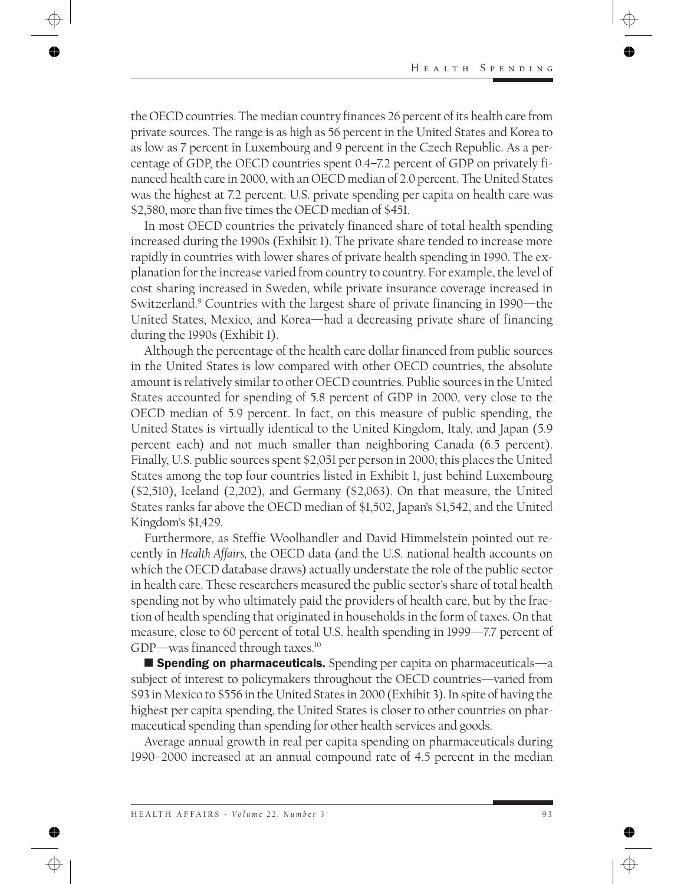the OECD countries. The median country finances 26 percent of its health care from private sources. The range is as high as 56 percent in the United States and Korea to as low as 7 percent in Luxembourg and 9 percent in the Czech Republic. As a percentage of GDP, the OECD countries spent 0.4–7.2 percent of GDP on privately financed health care in 2000, with an OECD median of 2.0 percent. The United States was the highest at 7.2 percent. U.S. private spending per capita on health care was $2,580, more than five times the OECD median of $451.

In most OECD countries the privately financed share of total health spending increased during the 1990s (Exhibit 1). The private share tended to increase more rapidly in countries with lower shares of private health spending in 1990. The explanation for the increase varied from country to country. For example, the level of cost sharing increased in Sweden, while private insurance coverage increased in Switzerland.[9] Countries with the largest share of private financing in 1990—the United States, Mexico, and Korea—had a decreasing private share of financing during the 1990s (Exhibit 1).

Although the percentage of the health care dollar financed from public sources in the United States is low compared with other OECD countries, the absolute amount is relatively similar to other OECD countries. Public sources in the United States accounted for spending of 5.8 percent of GDP in 2000, very close to the OECD median of 5.9 percent. In fact, on this measure of public spending, the United States is virtually identical to the United Kingdom, Italy, and Japan (5.9 percent each) and not much smaller than neighboring Canada (6.5 percent). Finally, U.S. public sources spent $2,051 per person in 2000; this places the United States among the top four countries listed in Exhibit 1, just behind Luxembourg ($2,510), Iceland (2,202), and Germany ($2,063). On that measure, the United States ranks far above the OECD median of $1,502, Japan's $1,542, and the United Kingdom's $1,429.

Furthermore, as Steffie Woolhandler and David Himmelstein pointed out recently in *Health Affairs*, the OECD data (and the U.S. national health accounts on which the OECD database draws) actually understate the role of the public sector in health care. These researchers measured the public sector's share of total health spending not by who ultimately paid the providers of health care, but by the fraction of health spending that originated in households in the form of taxes. On that measure, close to 60 percent of total U.S. health spending in 1999—7.7 percent of GDP—was financed through taxes.[10]

■ **Spending on pharmaceuticals.** Spending per capita on pharmaceuticals—a subject of interest to policymakers throughout the OECD countries—varied from $93 in Mexico to $556 in the United States in 2000 (Exhibit 3). In spite of having the highest per capita spending, the United States is closer to other countries on pharmaceutical spending than spending for other health services and goods.

Average annual growth in real per capita spending on pharmaceuticals during 1990–2000 increased at an annual compound rate of 4.5 percent in the median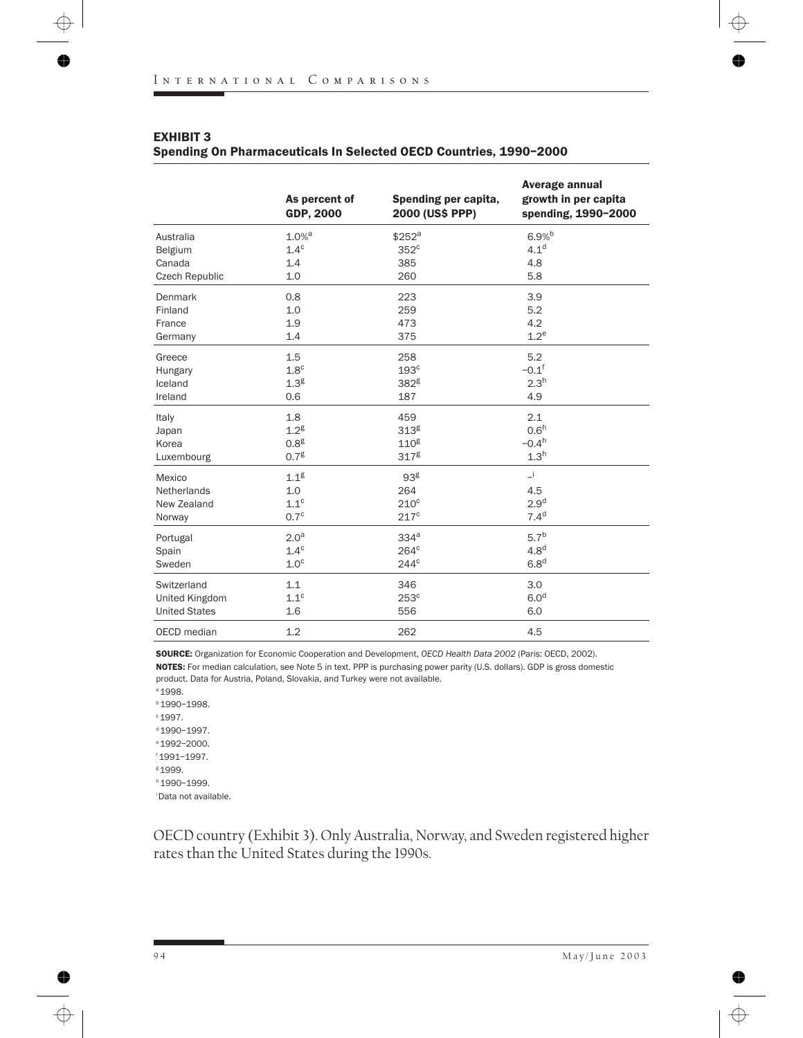**EXHIBIT 3**
**Spending On Pharmaceuticals In Selected OECD Countries, 1990–2000**

| | As percent of GDP, 2000 | Spending per capita, 2000 (US$ PPP) | Average annual growth in per capita spending, 1990–2000 |
|---|---|---|---|
| Australia | 1.0%[a] | $252[a] | 6.9%[b] |
| Belgium | 1.4[c] | 352[c] | 4.1[d] |
| Canada | 1.4 | 385 | 4.8 |
| Czech Republic | 1.0 | 260 | 5.8 |
| Denmark | 0.8 | 223 | 3.9 |
| Finland | 1.0 | 259 | 5.2 |
| France | 1.9 | 473 | 4.2 |
| Germany | 1.4 | 375 | 1.2[e] |
| Greece | 1.5 | 258 | 5.2 |
| Hungary | 1.8[c] | 193[c] | –0.1[f] |
| Iceland | 1.3[g] | 382[g] | 2.3[h] |
| Ireland | 0.6 | 187 | 4.9 |
| Italy | 1.8 | 459 | 2.1 |
| Japan | 1.2[g] | 313[g] | 0.6[h] |
| Korea | 0.8[g] | 110[g] | –0.4[h] |
| Luxembourg | 0.7[g] | 317[g] | 1.3[h] |
| Mexico | 1.1[g] | 93[g] | –[i] |
| Netherlands | 1.0 | 264 | 4.5 |
| New Zealand | 1.1[c] | 210[c] | 2.9[d] |
| Norway | 0.7[c] | 217[c] | 7.4[d] |
| Portugal | 2.0[a] | 334[a] | 5.7[b] |
| Spain | 1.4[c] | 264[c] | 4.8[d] |
| Sweden | 1.0[c] | 244[c] | 6.8[d] |
| Switzerland | 1.1 | 346 | 3.0 |
| United Kingdom | 1.1[c] | 253[c] | 6.0[d] |
| United States | 1.6 | 556 | 6.0 |
| OECD median | 1.2 | 262 | 4.5 |

**SOURCE:** Organization for Economic Cooperation and Development, *OECD Health Data 2002* (Paris: OECD, 2002).
**NOTES:** For median calculation, see Note 5 in text. PPP is purchasing power parity (U.S. dollars). GDP is gross domestic product. Data for Austria, Poland, Slovakia, and Turkey were not available.
[a] 1998.
[b] 1990–1998.
[c] 1997.
[d] 1990–1997.
[e] 1992–2000.
[f] 1991–1997.
[g] 1999.
[h] 1990–1999.
[i] Data not available.

OECD country (Exhibit 3). Only Australia, Norway, and Sweden registered higher rates than the United States during the 1990s.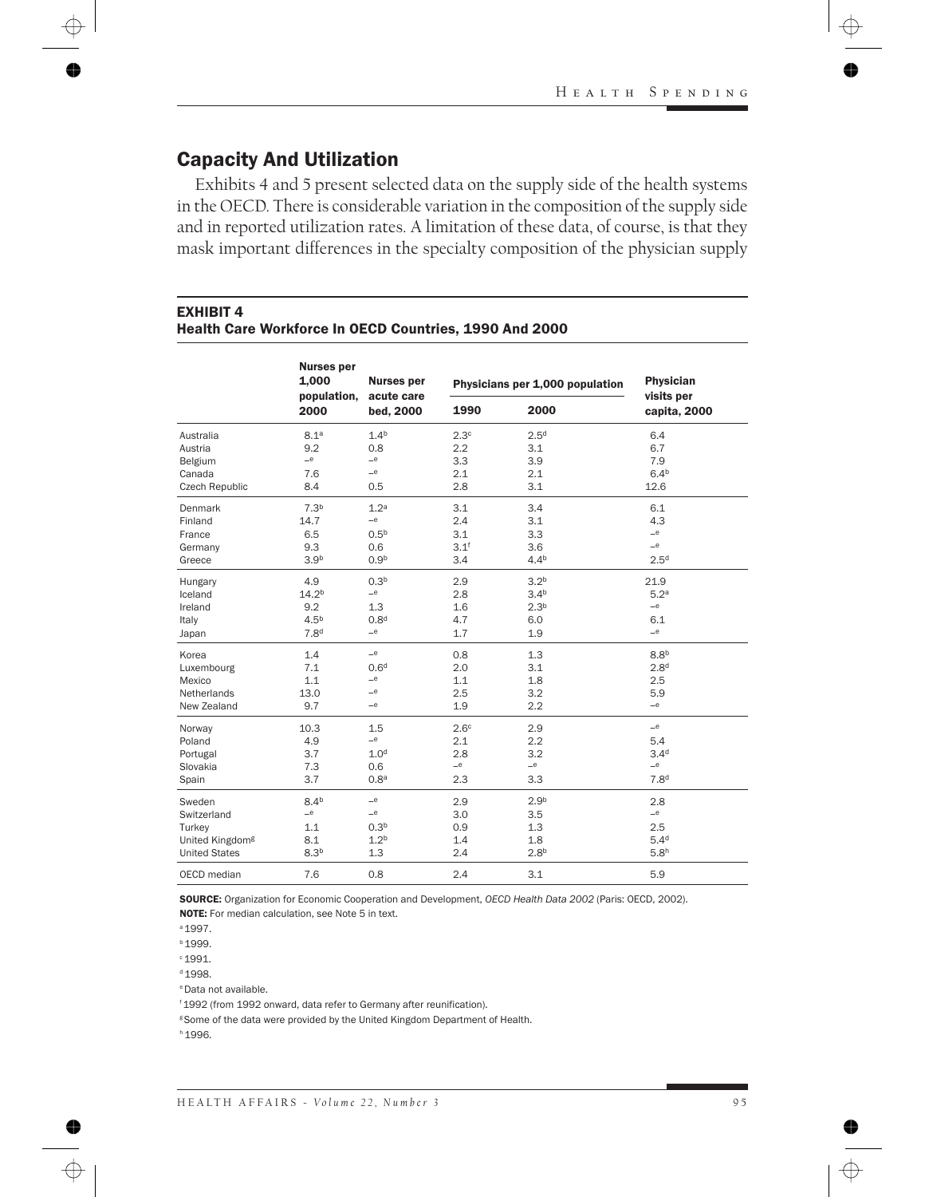## Capacity And Utilization

Exhibits 4 and 5 present selected data on the supply side of the health systems in the OECD. There is considerable variation in the composition of the supply side and in reported utilization rates. A limitation of these data, of course, is that they mask important differences in the specialty composition of the physician supply

**EXHIBIT 4**
**Health Care Workforce In OECD Countries, 1990 And 2000**

| | Nurses per 1,000 population, 2000 | Nurses per acute care bed, 2000 | Physicians per 1,000 population | | Physician visits per capita, 2000 |
|---|---|---|---|---|---|
| | | | 1990 | 2000 | |
| Australia | 8.1[a] | 1.4[b] | 2.3[c] | 2.5[d] | 6.4 |
| Austria | 9.2 | 0.8 | 2.2 | 3.1 | 6.7 |
| Belgium | –[e] | –[e] | 3.3 | 3.9 | 7.9 |
| Canada | 7.6 | –[e] | 2.1 | 2.1 | 6.4[b] |
| Czech Republic | 8.4 | 0.5 | 2.8 | 3.1 | 12.6 |
| Denmark | 7.3[b] | 1.2[a] | 3.1 | 3.4 | 6.1 |
| Finland | 14.7 | –[e] | 2.4 | 3.1 | 4.3 |
| France | 6.5 | 0.5[b] | 3.1 | 3.3 | –[e] |
| Germany | 9.3 | 0.6 | 3.1[f] | 3.6 | –[e] |
| Greece | 3.9[b] | 0.9[b] | 3.4 | 4.4[b] | 2.5[d] |
| Hungary | 4.9 | 0.3[b] | 2.9 | 3.2[b] | 21.9 |
| Iceland | 14.2[b] | –[e] | 2.8 | 3.4[b] | 5.2[a] |
| Ireland | 9.2 | 1.3 | 1.6 | 2.3[b] | –[e] |
| Italy | 4.5[b] | 0.8[d] | 4.7 | 6.0 | 6.1 |
| Japan | 7.8[d] | –[e] | 1.7 | 1.9 | –[e] |
| Korea | 1.4 | –[e] | 0.8 | 1.3 | 8.8[b] |
| Luxembourg | 7.1 | 0.6[d] | 2.0 | 3.1 | 2.8[d] |
| Mexico | 1.1 | –[e] | 1.1 | 1.8 | 2.5 |
| Netherlands | 13.0 | –[e] | 2.5 | 3.2 | 5.9 |
| New Zealand | 9.7 | –[e] | 1.9 | 2.2 | –[e] |
| Norway | 10.3 | 1.5 | 2.6[c] | 2.9 | –[e] |
| Poland | 4.9 | –[e] | 2.1 | 2.2 | 5.4 |
| Portugal | 3.7 | 1.0[d] | 2.8 | 3.2 | 3.4[d] |
| Slovakia | 7.3 | 0.6 | –[e] | –[e] | –[e] |
| Spain | 3.7 | 0.8[a] | 2.3 | 3.3 | 7.8[d] |
| Sweden | 8.4[b] | –[e] | 2.9 | 2.9[b] | 2.8 |
| Switzerland | –[e] | –[e] | 3.0 | 3.5 | –[e] |
| Turkey | 1.1 | 0.3[b] | 0.9 | 1.3 | 2.5 |
| United Kingdom[g] | 8.1 | 1.2[b] | 1.4 | 1.8 | 5.4[d] |
| United States | 8.3[b] | 1.3 | 2.4 | 2.8[b] | 5.8[h] |
| OECD median | 7.6 | 0.8 | 2.4 | 3.1 | 5.9 |

**SOURCE:** Organization for Economic Cooperation and Development, *OECD Health Data 2002* (Paris: OECD, 2002).
**NOTE:** For median calculation, see Note 5 in text.
[a] 1997.
[b] 1999.
[c] 1991.
[d] 1998.
[e] Data not available.
[f] 1992 (from 1992 onward, data refer to Germany after reunification).
[g] Some of the data were provided by the United Kingdom Department of Health.
[h] 1996.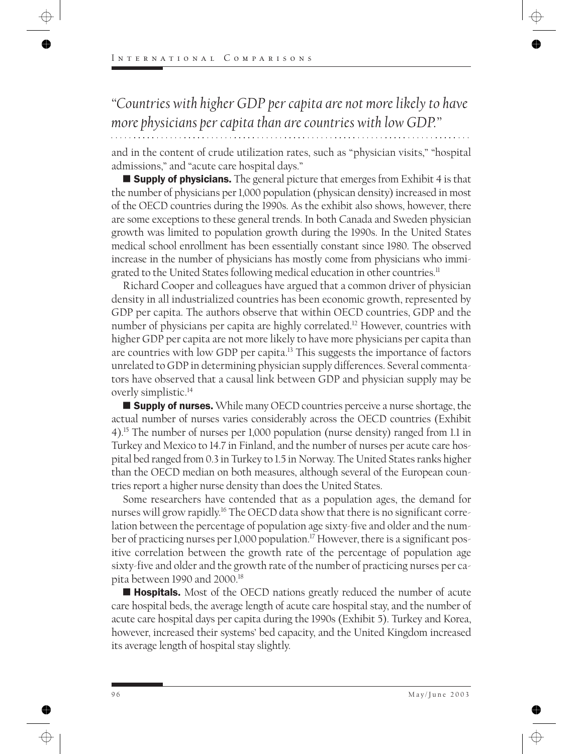*"Countries with higher GDP per capita are not more likely to have more physicians per capita than are countries with low GDP."*

and in the content of crude utilization rates, such as "physician visits," "hospital admissions," and "acute care hospital days."

■ **Supply of physicians.** The general picture that emerges from Exhibit 4 is that the number of physicians per 1,000 population (physican density) increased in most of the OECD countries during the 1990s. As the exhibit also shows, however, there are some exceptions to these general trends. In both Canada and Sweden physician growth was limited to population growth during the 1990s. In the United States medical school enrollment has been essentially constant since 1980. The observed increase in the number of physicians has mostly come from physicians who immigrated to the United States following medical education in other countries.[11]

Richard Cooper and colleagues have argued that a common driver of physician density in all industrialized countries has been economic growth, represented by GDP per capita. The authors observe that within OECD countries, GDP and the number of physicians per capita are highly correlated.[12] However, countries with higher GDP per capita are not more likely to have more physicians per capita than are countries with low GDP per capita.[13] This suggests the importance of factors unrelated to GDP in determining physician supply differences. Several commentators have observed that a causal link between GDP and physician supply may be overly simplistic.[14]

■ **Supply of nurses.** While many OECD countries perceive a nurse shortage, the actual number of nurses varies considerably across the OECD countries (Exhibit 4).[15] The number of nurses per 1,000 population (nurse density) ranged from 1.1 in Turkey and Mexico to 14.7 in Finland, and the number of nurses per acute care hospital bed ranged from 0.3 in Turkey to 1.5 in Norway. The United States ranks higher than the OECD median on both measures, although several of the European countries report a higher nurse density than does the United States.

Some researchers have contended that as a population ages, the demand for nurses will grow rapidly.[16] The OECD data show that there is no significant correlation between the percentage of population age sixty-five and older and the number of practicing nurses per 1,000 population.[17] However, there is a significant positive correlation between the growth rate of the percentage of population age sixty-five and older and the growth rate of the number of practicing nurses per capita between 1990 and 2000.[18]

■ **Hospitals.** Most of the OECD nations greatly reduced the number of acute care hospital beds, the average length of acute care hospital stay, and the number of acute care hospital days per capita during the 1990s (Exhibit 5). Turkey and Korea, however, increased their systems' bed capacity, and the United Kingdom increased its average length of hospital stay slightly.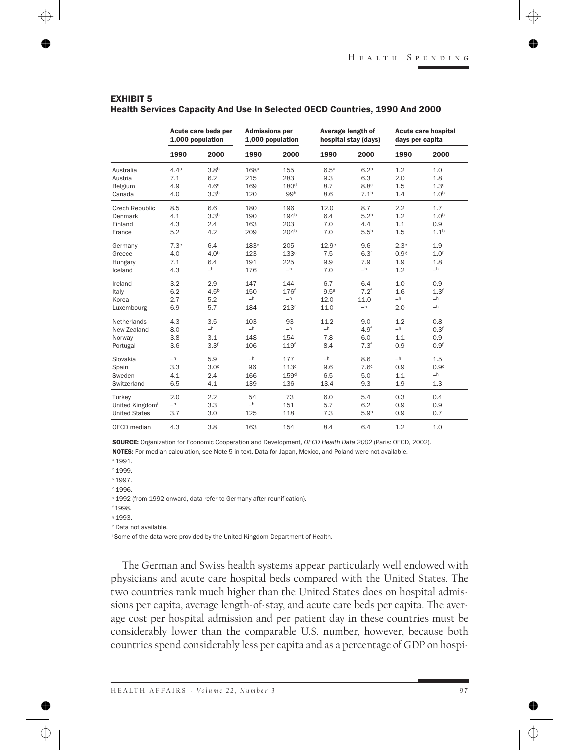## EXHIBIT 5
### Health Services Capacity And Use In Selected OECD Countries, 1990 And 2000

| | Acute care beds per 1,000 population | | Admissions per 1,000 population | | Average length of hospital stay (days) | | Acute care hospital days per capita | |
|---|---|---|---|---|---|---|---|---|
| | 1990 | 2000 | 1990 | 2000 | 1990 | 2000 | 1990 | 2000 |
| Australia | 4.4[a] | 3.8[b] | 168[a] | 155 | 6.5[a] | 6.2[b] | 1.2 | 1.0 |
| Austria | 7.1 | 6.2 | 215 | 283 | 9.3 | 6.3 | 2.0 | 1.8 |
| Belgium | 4.9 | 4.6[c] | 169 | 180[d] | 8.7 | 8.8[c] | 1.5 | 1.3[c] |
| Canada | 4.0 | 3.3[b] | 120 | 99[b] | 8.6 | 7.1[b] | 1.4 | 1.0[b] |
| Czech Republic | 8.5 | 6.6 | 180 | 196 | 12.0 | 8.7 | 2.2 | 1.7 |
| Denmark | 4.1 | 3.3[b] | 190 | 194[b] | 6.4 | 5.2[b] | 1.2 | 1.0[b] |
| Finland | 4.3 | 2.4 | 163 | 203 | 7.0 | 4.4 | 1.1 | 0.9 |
| France | 5.2 | 4.2 | 209 | 204[b] | 7.0 | 5.5[b] | 1.5 | 1.1[b] |
| Germany | 7.3[e] | 6.4 | 183[e] | 205 | 12.9[e] | 9.6 | 2.3[e] | 1.9 |
| Greece | 4.0 | 4.0[b] | 123 | 133[c] | 7.5 | 6.3[f] | 0.9[g] | 1.0[f] |
| Hungary | 7.1 | 6.4 | 191 | 225 | 9.9 | 7.9 | 1.9 | 1.8 |
| Iceland | 4.3 | –[h] | 176 | –[h] | 7.0 | –[h] | 1.2 | –[h] |
| Ireland | 3.2 | 2.9 | 147 | 144 | 6.7 | 6.4 | 1.0 | 0.9 |
| Italy | 6.2 | 4.5[b] | 150 | 176[f] | 9.5[a] | 7.2[f] | 1.6 | 1.3[f] |
| Korea | 2.7 | 5.2 | –[h] | –[h] | 12.0 | 11.0 | –[h] | –[h] |
| Luxembourg | 6.9 | 5.7 | 184 | 213[f] | 11.0 | –[h] | 2.0 | –[h] |
| Netherlands | 4.3 | 3.5 | 103 | 93 | 11.2 | 9.0 | 1.2 | 0.8 |
| New Zealand | 8.0 | –[h] | –[h] | –[h] | –[h] | 4.9[f] | –[h] | 0.3[f] |
| Norway | 3.8 | 3.1 | 148 | 154 | 7.8 | 6.0 | 1.1 | 0.9 |
| Portugal | 3.6 | 3.3[f] | 106 | 119[f] | 8.4 | 7.3[f] | 0.9 | 0.9[f] |
| Slovakia | –[h] | 5.9 | –[h] | 177 | –[h] | 8.6 | –[h] | 1.5 |
| Spain | 3.3 | 3.0[c] | 96 | 113[c] | 9.6 | 7.6[c] | 0.9 | 0.9[c] |
| Sweden | 4.1 | 2.4 | 166 | 159[d] | 6.5 | 5.0 | 1.1 | –[h] |
| Switzerland | 6.5 | 4.1 | 139 | 136 | 13.4 | 9.3 | 1.9 | 1.3 |
| Turkey | 2.0 | 2.2 | 54 | 73 | 6.0 | 5.4 | 0.3 | 0.4 |
| United Kingdom[i] | –[h] | 3.3 | –[h] | 151 | 5.7 | 6.2 | 0.9 | 0.9 |
| United States | 3.7 | 3.0 | 125 | 118 | 7.3 | 5.9[b] | 0.9 | 0.7 |
| OECD median | 4.3 | 3.8 | 163 | 154 | 8.4 | 6.4 | 1.2 | 1.0 |

**SOURCE:** Organization for Economic Cooperation and Development, *OECD Health Data 2002* (Paris: OECD, 2002).

**NOTES:** For median calculation, see Note 5 in text. Data for Japan, Mexico, and Poland were not available.

[a] 1991.

[b] 1999.

[c] 1997.

[d] 1996.

[e] 1992 (from 1992 onward, data refer to Germany after reunification).

[f] 1998.

[g] 1993.

[h] Data not available.

[i] Some of the data were provided by the United Kingdom Department of Health.

The German and Swiss health systems appear particularly well endowed with physicians and acute care hospital beds compared with the United States. The two countries rank much higher than the United States does on hospital admissions per capita, average length-of-stay, and acute care beds per capita. The average cost per hospital admission and per patient day in these countries must be considerably lower than the comparable U.S. number, however, because both countries spend considerably less per capita and as a percentage of GDP on hospi-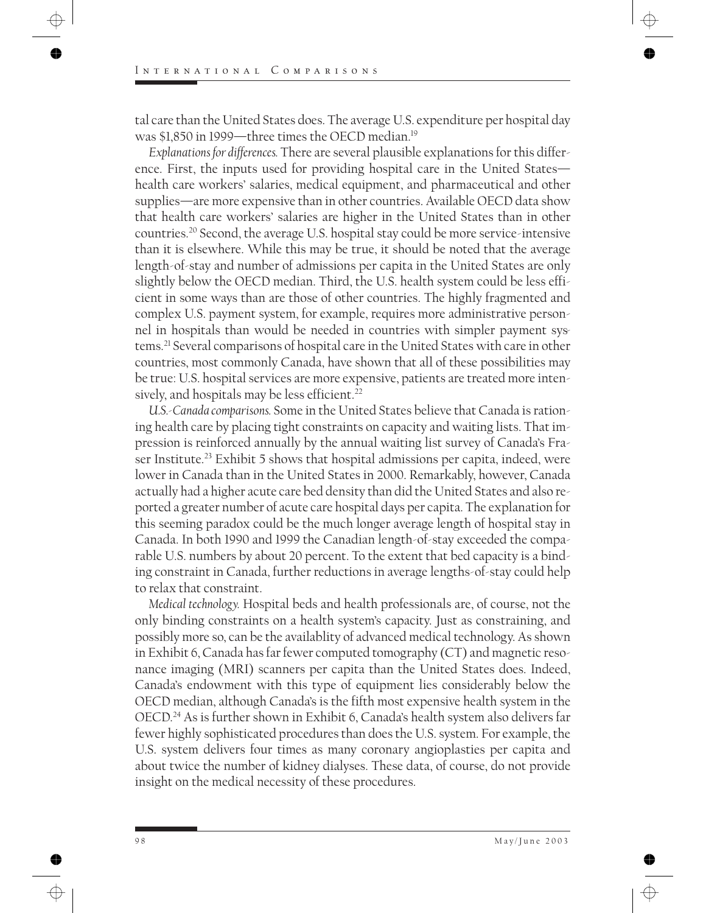tal care than the United States does. The average U.S. expenditure per hospital day was $1,850 in 1999—three times the OECD median.[19]

*Explanations for differences.* There are several plausible explanations for this difference. First, the inputs used for providing hospital care in the United States—health care workers' salaries, medical equipment, and pharmaceutical and other supplies—are more expensive than in other countries. Available OECD data show that health care workers' salaries are higher in the United States than in other countries.[20] Second, the average U.S. hospital stay could be more service-intensive than it is elsewhere. While this may be true, it should be noted that the average length-of-stay and number of admissions per capita in the United States are only slightly below the OECD median. Third, the U.S. health system could be less efficient in some ways than are those of other countries. The highly fragmented and complex U.S. payment system, for example, requires more administrative personnel in hospitals than would be needed in countries with simpler payment systems.[21] Several comparisons of hospital care in the United States with care in other countries, most commonly Canada, have shown that all of these possibilities may be true: U.S. hospital services are more expensive, patients are treated more intensively, and hospitals may be less efficient.[22]

*U.S.-Canada comparisons.* Some in the United States believe that Canada is rationing health care by placing tight constraints on capacity and waiting lists. That impression is reinforced annually by the annual waiting list survey of Canada's Fraser Institute.[23] Exhibit 5 shows that hospital admissions per capita, indeed, were lower in Canada than in the United States in 2000. Remarkably, however, Canada actually had a higher acute care bed density than did the United States and also reported a greater number of acute care hospital days per capita. The explanation for this seeming paradox could be the much longer average length of hospital stay in Canada. In both 1990 and 1999 the Canadian length-of-stay exceeded the comparable U.S. numbers by about 20 percent. To the extent that bed capacity is a binding constraint in Canada, further reductions in average lengths-of-stay could help to relax that constraint.

*Medical technology.* Hospital beds and health professionals are, of course, not the only binding constraints on a health system's capacity. Just as constraining, and possibly more so, can be the availablity of advanced medical technology. As shown in Exhibit 6, Canada has far fewer computed tomography (CT) and magnetic resonance imaging (MRI) scanners per capita than the United States does. Indeed, Canada's endowment with this type of equipment lies considerably below the OECD median, although Canada's is the fifth most expensive health system in the OECD.[24] As is further shown in Exhibit 6, Canada's health system also delivers far fewer highly sophisticated procedures than does the U.S. system. For example, the U.S. system delivers four times as many coronary angioplasties per capita and about twice the number of kidney dialyses. These data, of course, do not provide insight on the medical necessity of these procedures.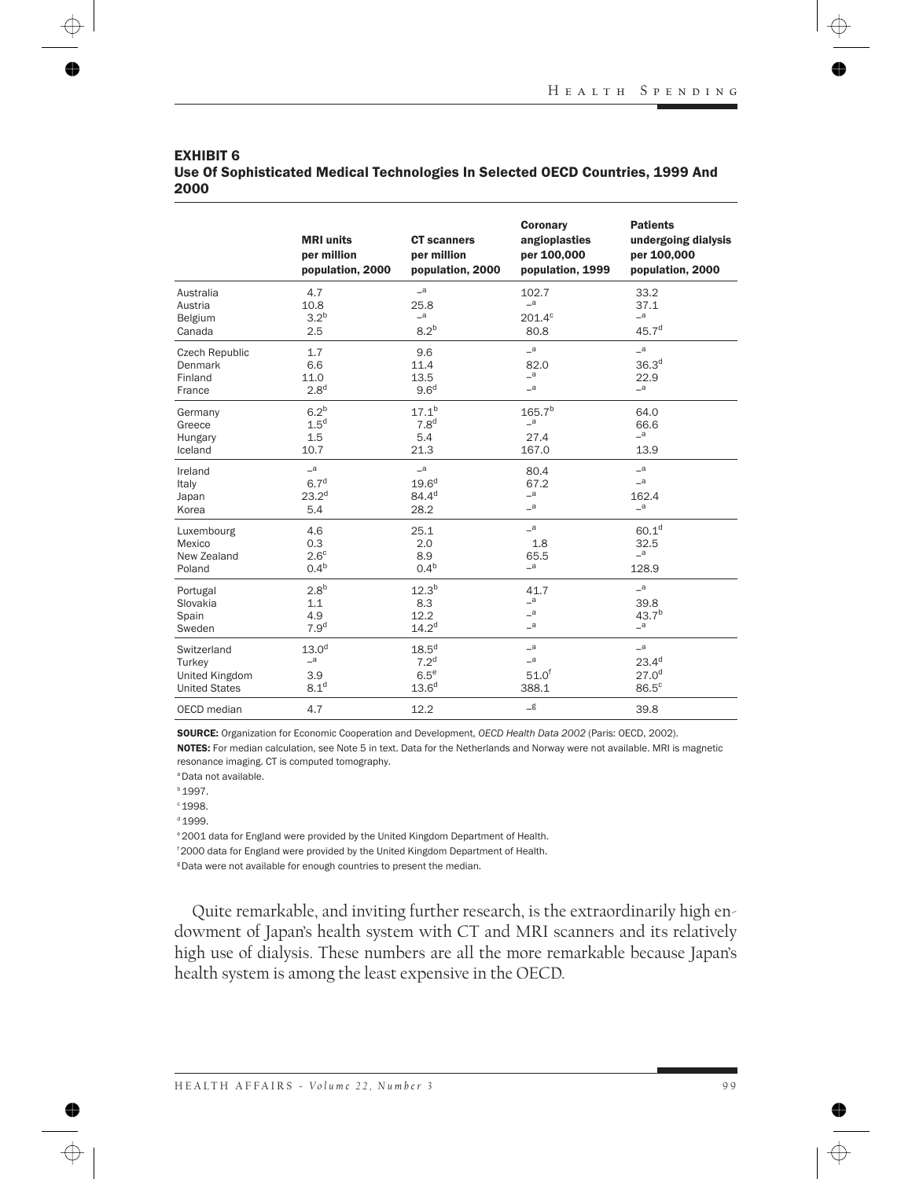**EXHIBIT 6**
**Use Of Sophisticated Medical Technologies In Selected OECD Countries, 1999 And 2000**

| | MRI units per million population, 2000 | CT scanners per million population, 2000 | Coronary angioplasties per 100,000 population, 1999 | Patients undergoing dialysis per 100,000 population, 2000 |
|---|---|---|---|---|
| Australia | 4.7 | –[a] | 102.7 | 33.2 |
| Austria | 10.8 | 25.8 | –[a] | 37.1 |
| Belgium | 3.2[b] | –[a] | 201.4[c] | –[a] |
| Canada | 2.5 | 8.2[b] | 80.8 | 45.7[d] |
| Czech Republic | 1.7 | 9.6 | –[a] | –[a] |
| Denmark | 6.6 | 11.4 | 82.0 | 36.3[d] |
| Finland | 11.0 | 13.5 | –[a] | 22.9 |
| France | 2.8[d] | 9.6[d] | –[a] | –[a] |
| Germany | 6.2[b] | 17.1[b] | 165.7[b] | 64.0 |
| Greece | 1.5[d] | 7.8[d] | –[a] | 66.6 |
| Hungary | 1.5 | 5.4 | 27.4 | –[a] |
| Iceland | 10.7 | 21.3 | 167.0 | 13.9 |
| Ireland | –[a] | –[a] | 80.4 | –[a] |
| Italy | 6.7[d] | 19.6[d] | 67.2 | –[a] |
| Japan | 23.2[d] | 84.4[d] | –[a] | 162.4 |
| Korea | 5.4 | 28.2 | –[a] | –[a] |
| Luxembourg | 4.6 | 25.1 | –[a] | 60.1[d] |
| Mexico | 0.3 | 2.0 | 1.8 | 32.5 |
| New Zealand | 2.6[c] | 8.9 | 65.5 | –[a] |
| Poland | 0.4[b] | 0.4[b] | –[a] | 128.9 |
| Portugal | 2.8[b] | 12.3[b] | 41.7 | –[a] |
| Slovakia | 1.1 | 8.3 | –[a] | 39.8 |
| Spain | 4.9 | 12.2 | –[a] | 43.7[b] |
| Sweden | 7.9[d] | 14.2[d] | –[a] | –[a] |
| Switzerland | 13.0[d] | 18.5[d] | –[a] | –[a] |
| Turkey | –[a] | 7.2[d] | –[a] | 23.4[d] |
| United Kingdom | 3.9 | 6.5[e] | 51.0[f] | 27.0[d] |
| United States | 8.1[d] | 13.6[d] | 388.1 | 86.5[c] |
| OECD median | 4.7 | 12.2 | –[g] | 39.8 |

**SOURCE:** Organization for Economic Cooperation and Development, *OECD Health Data 2002* (Paris: OECD, 2002).
**NOTES:** For median calculation, see Note 5 in text. Data for the Netherlands and Norway were not available. MRI is magnetic resonance imaging. CT is computed tomography.
[a] Data not available.
[b] 1997.
[c] 1998.
[d] 1999.
[e] 2001 data for England were provided by the United Kingdom Department of Health.
[f] 2000 data for England were provided by the United Kingdom Department of Health.
[g] Data were not available for enough countries to present the median.

Quite remarkable, and inviting further research, is the extraordinarily high endowment of Japan's health system with CT and MRI scanners and its relatively high use of dialysis. These numbers are all the more remarkable because Japan's health system is among the least expensive in the OECD.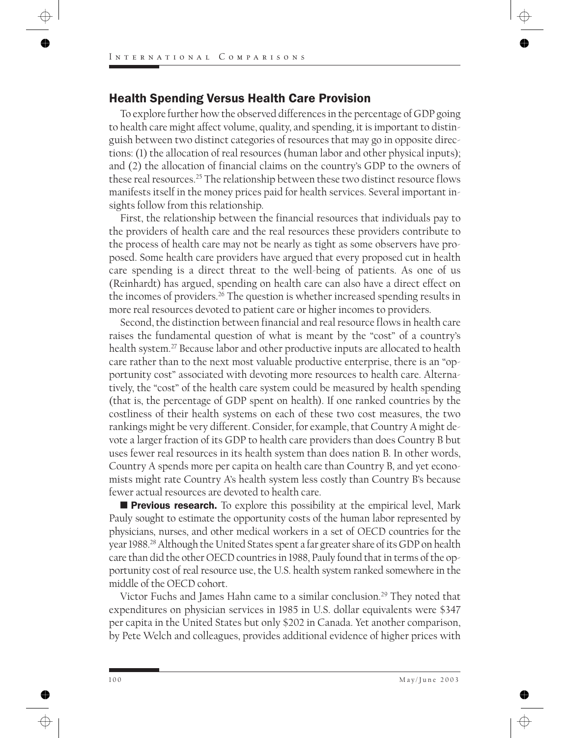## Health Spending Versus Health Care Provision

To explore further how the observed differences in the percentage of GDP going to health care might affect volume, quality, and spending, it is important to distinguish between two distinct categories of resources that may go in opposite directions: (1) the allocation of real resources (human labor and other physical inputs); and (2) the allocation of financial claims on the country's GDP to the owners of these real resources.[25] The relationship between these two distinct resource flows manifests itself in the money prices paid for health services. Several important insights follow from this relationship.

First, the relationship between the financial resources that individuals pay to the providers of health care and the real resources these providers contribute to the process of health care may not be nearly as tight as some observers have proposed. Some health care providers have argued that every proposed cut in health care spending is a direct threat to the well-being of patients. As one of us (Reinhardt) has argued, spending on health care can also have a direct effect on the incomes of providers.[26] The question is whether increased spending results in more real resources devoted to patient care or higher incomes to providers.

Second, the distinction between financial and real resource flows in health care raises the fundamental question of what is meant by the "cost" of a country's health system.[27] Because labor and other productive inputs are allocated to health care rather than to the next most valuable productive enterprise, there is an "opportunity cost" associated with devoting more resources to health care. Alternatively, the "cost" of the health care system could be measured by health spending (that is, the percentage of GDP spent on health). If one ranked countries by the costliness of their health systems on each of these two cost measures, the two rankings might be very different. Consider, for example, that Country A might devote a larger fraction of its GDP to health care providers than does Country B but uses fewer real resources in its health system than does nation B. In other words, Country A spends more per capita on health care than Country B, and yet economists might rate Country A's health system less costly than Country B's because fewer actual resources are devoted to health care.

■ **Previous research.** To explore this possibility at the empirical level, Mark Pauly sought to estimate the opportunity costs of the human labor represented by physicians, nurses, and other medical workers in a set of OECD countries for the year 1988.[28] Although the United States spent a far greater share of its GDP on health care than did the other OECD countries in 1988, Pauly found that in terms of the opportunity cost of real resource use, the U.S. health system ranked somewhere in the middle of the OECD cohort.

Victor Fuchs and James Hahn came to a similar conclusion.[29] They noted that expenditures on physician services in 1985 in U.S. dollar equivalents were $347 per capita in the United States but only $202 in Canada. Yet another comparison, by Pete Welch and colleagues, provides additional evidence of higher prices with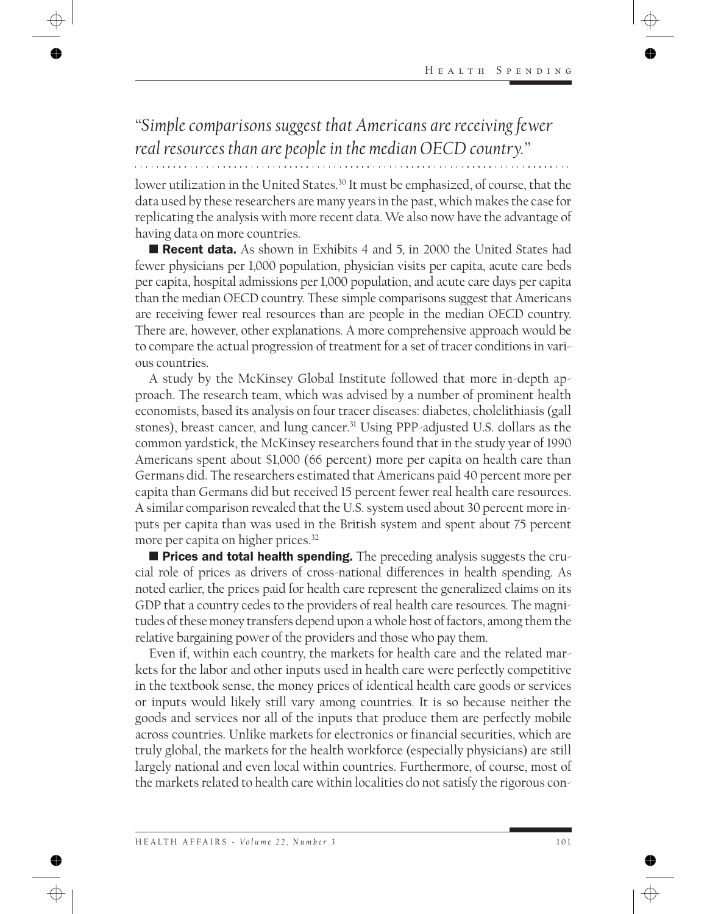*"Simple comparisons suggest that Americans are receiving fewer real resources than are people in the median OECD country."*

lower utilization in the United States.[30] It must be emphasized, of course, that the data used by these researchers are many years in the past, which makes the case for replicating the analysis with more recent data. We also now have the advantage of having data on more countries.

■ **Recent data.** As shown in Exhibits 4 and 5, in 2000 the United States had fewer physicians per 1,000 population, physician visits per capita, acute care beds per capita, hospital admissions per 1,000 population, and acute care days per capita than the median OECD country. These simple comparisons suggest that Americans are receiving fewer real resources than are people in the median OECD country. There are, however, other explanations. A more comprehensive approach would be to compare the actual progression of treatment for a set of tracer conditions in various countries.

A study by the McKinsey Global Institute followed that more in-depth approach. The research team, which was advised by a number of prominent health economists, based its analysis on four tracer diseases: diabetes, cholelithiasis (gall stones), breast cancer, and lung cancer.[31] Using PPP-adjusted U.S. dollars as the common yardstick, the McKinsey researchers found that in the study year of 1990 Americans spent about $1,000 (66 percent) more per capita on health care than Germans did. The researchers estimated that Americans paid 40 percent more per capita than Germans did but received 15 percent fewer real health care resources. A similar comparison revealed that the U.S. system used about 30 percent more inputs per capita than was used in the British system and spent about 75 percent more per capita on higher prices.[32]

■ **Prices and total health spending.** The preceding analysis suggests the crucial role of prices as drivers of cross-national differences in health spending. As noted earlier, the prices paid for health care represent the generalized claims on its GDP that a country cedes to the providers of real health care resources. The magnitudes of these money transfers depend upon a whole host of factors, among them the relative bargaining power of the providers and those who pay them.

Even if, within each country, the markets for health care and the related markets for the labor and other inputs used in health care were perfectly competitive in the textbook sense, the money prices of identical health care goods or services or inputs would likely still vary among countries. It is so because neither the goods and services nor all of the inputs that produce them are perfectly mobile across countries. Unlike markets for electronics or financial securities, which are truly global, the markets for the health workforce (especially physicians) are still largely national and even local within countries. Furthermore, of course, most of the markets related to health care within localities do not satisfy the rigorous con-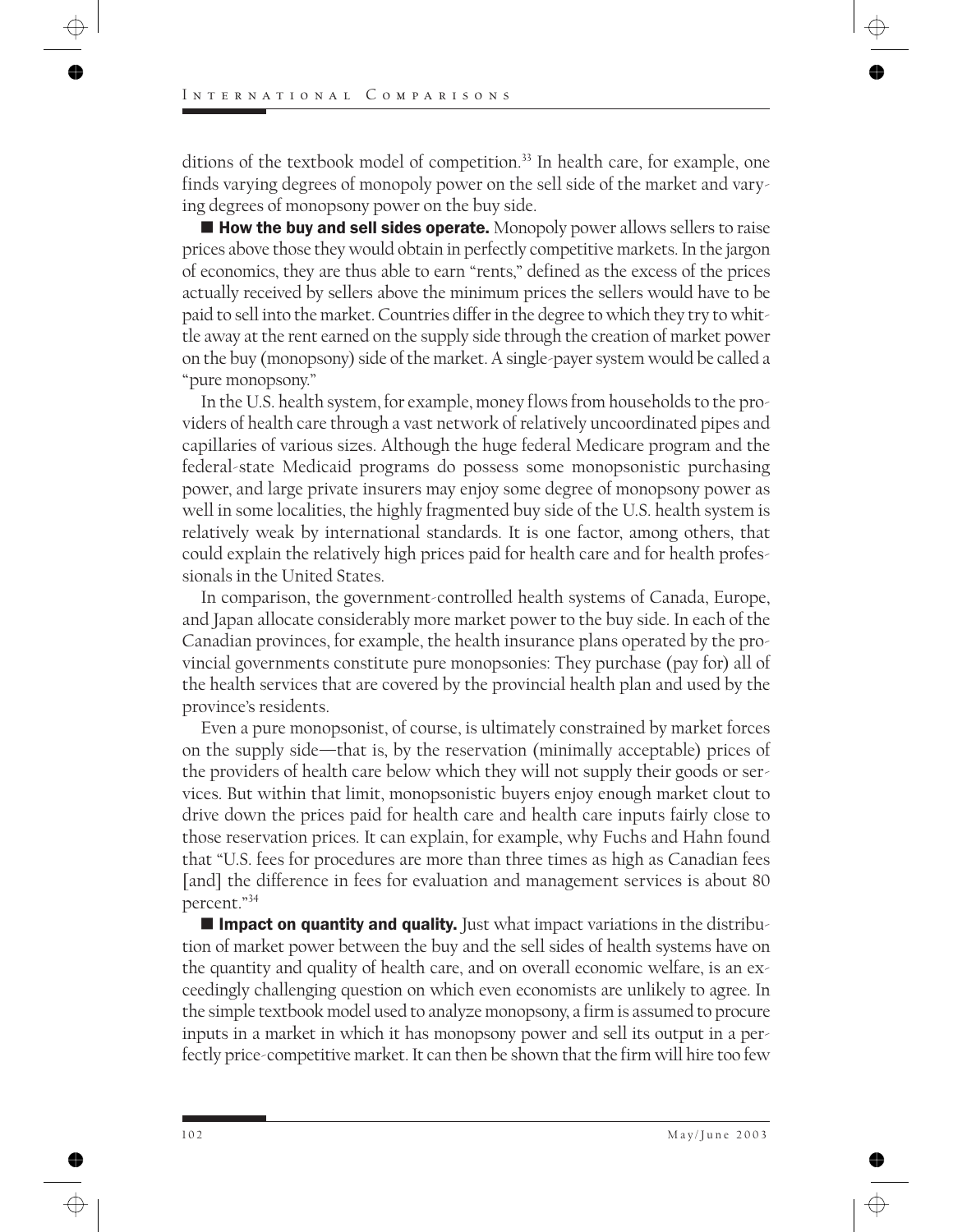ditions of the textbook model of competition.[33] In health care, for example, one finds varying degrees of monopoly power on the sell side of the market and varying degrees of monopsony power on the buy side.

■ **How the buy and sell sides operate.** Monopoly power allows sellers to raise prices above those they would obtain in perfectly competitive markets. In the jargon of economics, they are thus able to earn "rents," defined as the excess of the prices actually received by sellers above the minimum prices the sellers would have to be paid to sell into the market. Countries differ in the degree to which they try to whittle away at the rent earned on the supply side through the creation of market power on the buy (monopsony) side of the market. A single-payer system would be called a "pure monopsony."

In the U.S. health system, for example, money flows from households to the providers of health care through a vast network of relatively uncoordinated pipes and capillaries of various sizes. Although the huge federal Medicare program and the federal-state Medicaid programs do possess some monopsonistic purchasing power, and large private insurers may enjoy some degree of monopsony power as well in some localities, the highly fragmented buy side of the U.S. health system is relatively weak by international standards. It is one factor, among others, that could explain the relatively high prices paid for health care and for health professionals in the United States.

In comparison, the government-controlled health systems of Canada, Europe, and Japan allocate considerably more market power to the buy side. In each of the Canadian provinces, for example, the health insurance plans operated by the provincial governments constitute pure monopsonies: They purchase (pay for) all of the health services that are covered by the provincial health plan and used by the province's residents.

Even a pure monopsonist, of course, is ultimately constrained by market forces on the supply side—that is, by the reservation (minimally acceptable) prices of the providers of health care below which they will not supply their goods or services. But within that limit, monopsonistic buyers enjoy enough market clout to drive down the prices paid for health care and health care inputs fairly close to those reservation prices. It can explain, for example, why Fuchs and Hahn found that "U.S. fees for procedures are more than three times as high as Canadian fees [and] the difference in fees for evaluation and management services is about 80 percent."[34]

■ **Impact on quantity and quality.** Just what impact variations in the distribution of market power between the buy and the sell sides of health systems have on the quantity and quality of health care, and on overall economic welfare, is an exceedingly challenging question on which even economists are unlikely to agree. In the simple textbook model used to analyze monopsony, a firm is assumed to procure inputs in a market in which it has monopsony power and sell its output in a perfectly price-competitive market. It can then be shown that the firm will hire too few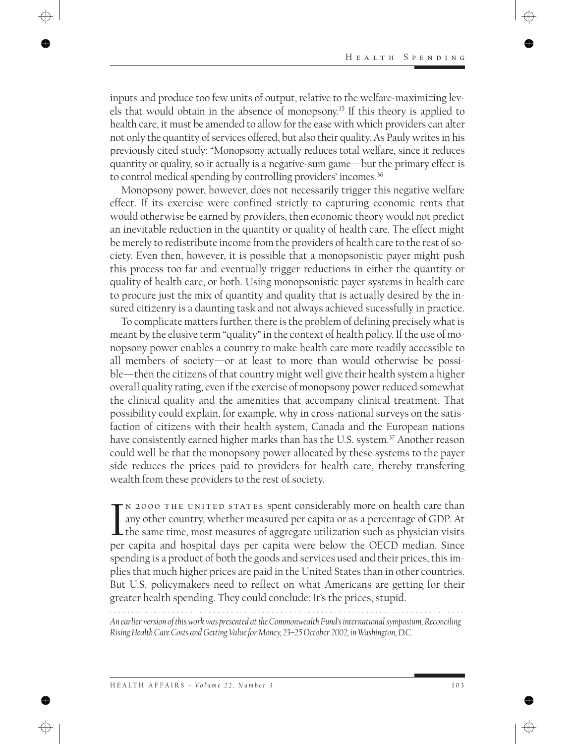inputs and produce too few units of output, relative to the welfare-maximizing levels that would obtain in the absence of monopsony.[35] If this theory is applied to health care, it must be amended to allow for the ease with which providers can alter not only the quantity of services offered, but also their quality. As Pauly writes in his previously cited study: "Monopsony actually reduces total welfare, since it reduces quantity or quality, so it actually is a negative-sum game—but the primary effect is to control medical spending by controlling providers' incomes.[36]

Monopsony power, however, does not necessarily trigger this negative welfare effect. If its exercise were confined strictly to capturing economic rents that would otherwise be earned by providers, then economic theory would not predict an inevitable reduction in the quantity or quality of health care. The effect might be merely to redistribute income from the providers of health care to the rest of society. Even then, however, it is possible that a monopsonistic payer might push this process too far and eventually trigger reductions in either the quantity or quality of health care, or both. Using monopsonistic payer systems in health care to procure just the mix of quantity and quality that is actually desired by the insured citizenry is a daunting task and not always achieved sucessfully in practice.

To complicate matters further, there is the problem of defining precisely what is meant by the elusive term "quality" in the context of health policy. If the use of monopsony power enables a country to make health care more readily accessible to all members of society—or at least to more than would otherwise be possible—then the citizens of that country might well give their health system a higher overall quality rating, even if the exercise of monopsony power reduced somewhat the clinical quality and the amenities that accompany clinical treatment. That possibility could explain, for example, why in cross-national surveys on the satisfaction of citizens with their health system, Canada and the European nations have consistently earned higher marks than has the U.S. system.[37] Another reason could well be that the monopsony power allocated by these systems to the payer side reduces the prices paid to providers for health care, thereby transfering wealth from these providers to the rest of society.

In 2000 the United States spent considerably more on health care than any other country, whether measured per capita or as a percentage of GDP. At the same time, most measures of aggregate utilization such as physician visits per capita and hospital days per capita were below the OECD median. Since spending is a product of both the goods and services used and their prices, this implies that much higher prices are paid in the United States than in other countries. But U.S. policymakers need to reflect on what Americans are getting for their greater health spending. They could conclude: It's the prices, stupid.

*An earlier version of this work was presented at the Commonwealth Fund's international symposium, Reconciling Rising Health Care Costs and Getting Value for Money, 23–25 October 2002, in Washington, D.C.*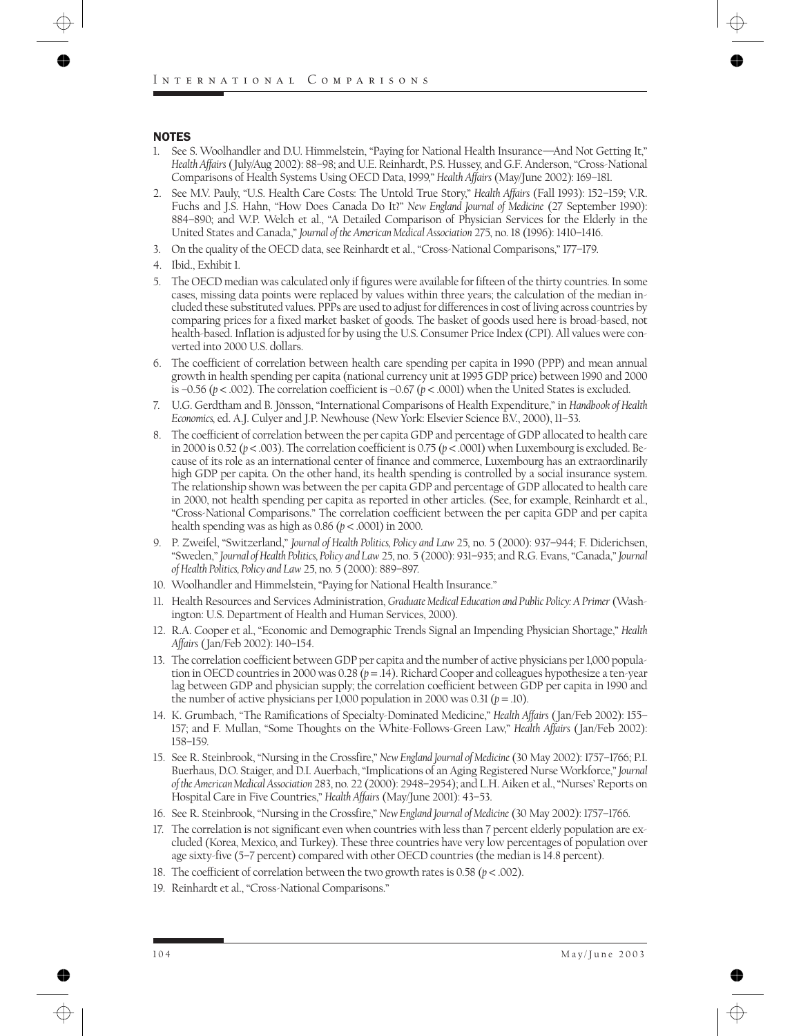## NOTES

1. See S. Woolhandler and D.U. Himmelstein, "Paying for National Health Insurance—And Not Getting It," *Health Affairs* (July/Aug 2002): 88–98; and U.E. Reinhardt, P.S. Hussey, and G.F. Anderson, "Cross-National Comparisons of Health Systems Using OECD Data, 1999," *Health Affairs* (May/June 2002): 169–181.
2. See M.V. Pauly, "U.S. Health Care Costs: The Untold True Story," *Health Affairs* (Fall 1993): 152–159; V.R. Fuchs and J.S. Hahn, "How Does Canada Do It?" *New England Journal of Medicine* (27 September 1990): 884–890; and W.P. Welch et al., "A Detailed Comparison of Physician Services for the Elderly in the United States and Canada," *Journal of the American Medical Association* 275, no. 18 (1996): 1410–1416.
3. On the quality of the OECD data, see Reinhardt et al., "Cross-National Comparisons," 177–179.
4. Ibid., Exhibit 1.
5. The OECD median was calculated only if figures were available for fifteen of the thirty countries. In some cases, missing data points were replaced by values within three years; the calculation of the median included these substituted values. PPPs are used to adjust for differences in cost of living across countries by comparing prices for a fixed market basket of goods. The basket of goods used here is broad-based, not health-based. Inflation is adjusted for by using the U.S. Consumer Price Index (CPI). All values were converted into 2000 U.S. dollars.
6. The coefficient of correlation between health care spending per capita in 1990 (PPP) and mean annual growth in health spending per capita (national currency unit at 1995 GDP price) between 1990 and 2000 is –0.56 ($p < .002$). The correlation coefficient is –0.67 ($p < .0001$) when the United States is excluded.
7. U.G. Gerdtham and B. Jönsson, "International Comparisons of Health Expenditure," in *Handbook of Health Economics,* ed. A.J. Culyer and J.P. Newhouse (New York: Elsevier Science B.V., 2000), 11–53.
8. The coefficient of correlation between the per capita GDP and percentage of GDP allocated to health care in 2000 is 0.52 ($p < .003$). The correlation coefficient is 0.75 ($p < .0001$) when Luxembourg is excluded. Because of its role as an international center of finance and commerce, Luxembourg has an extraordinarily high GDP per capita. On the other hand, its health spending is controlled by a social insurance system. The relationship shown was between the per capita GDP and percentage of GDP allocated to health care in 2000, not health spending per capita as reported in other articles. (See, for example, Reinhardt et al., "Cross-National Comparisons." The correlation coefficient between the per capita GDP and per capita health spending was as high as 0.86 ($p < .0001$) in 2000.
9. P. Zweifel, "Switzerland," *Journal of Health Politics, Policy and Law* 25, no. 5 (2000): 937–944; F. Diderichsen, "Sweden," *Journal of Health Politics, Policy and Law* 25, no. 5 (2000): 931–935; and R.G. Evans, "Canada," *Journal of Health Politics, Policy and Law* 25, no. 5 (2000): 889–897.
10. Woolhandler and Himmelstein, "Paying for National Health Insurance."
11. Health Resources and Services Administration, *Graduate Medical Education and Public Policy: A Primer* (Washington: U.S. Department of Health and Human Services, 2000).
12. R.A. Cooper et al., "Economic and Demographic Trends Signal an Impending Physician Shortage," *Health Affairs* (Jan/Feb 2002): 140–154.
13. The correlation coefficient between GDP per capita and the number of active physicians per 1,000 population in OECD countries in 2000 was 0.28 ($p = .14$). Richard Cooper and colleagues hypothesize a ten-year lag between GDP and physician supply; the correlation coefficient between GDP per capita in 1990 and the number of active physicians per 1,000 population in 2000 was 0.31 ($p = .10$).
14. K. Grumbach, "The Ramifications of Specialty-Dominated Medicine," *Health Affairs* (Jan/Feb 2002): 155–157; and F. Mullan, "Some Thoughts on the White-Follows-Green Law," *Health Affairs* (Jan/Feb 2002): 158–159.
15. See R. Steinbrook, "Nursing in the Crossfire," *New England Journal of Medicine* (30 May 2002): 1757–1766; P.I. Buerhaus, D.O. Staiger, and D.I. Auerbach, "Implications of an Aging Registered Nurse Workforce," *Journal of the American Medical Association* 283, no. 22 (2000): 2948–2954); and L.H. Aiken et al., "Nurses' Reports on Hospital Care in Five Countries," *Health Affairs* (May/June 2001): 43–53.
16. See R. Steinbrook, "Nursing in the Crossfire," *New England Journal of Medicine* (30 May 2002): 1757–1766.
17. The correlation is not significant even when countries with less than 7 percent elderly population are excluded (Korea, Mexico, and Turkey). These three countries have very low percentages of population over age sixty-five (5–7 percent) compared with other OECD countries (the median is 14.8 percent).
18. The coefficient of correlation between the two growth rates is 0.58 ($p < .002$).
19. Reinhardt et al., "Cross-National Comparisons."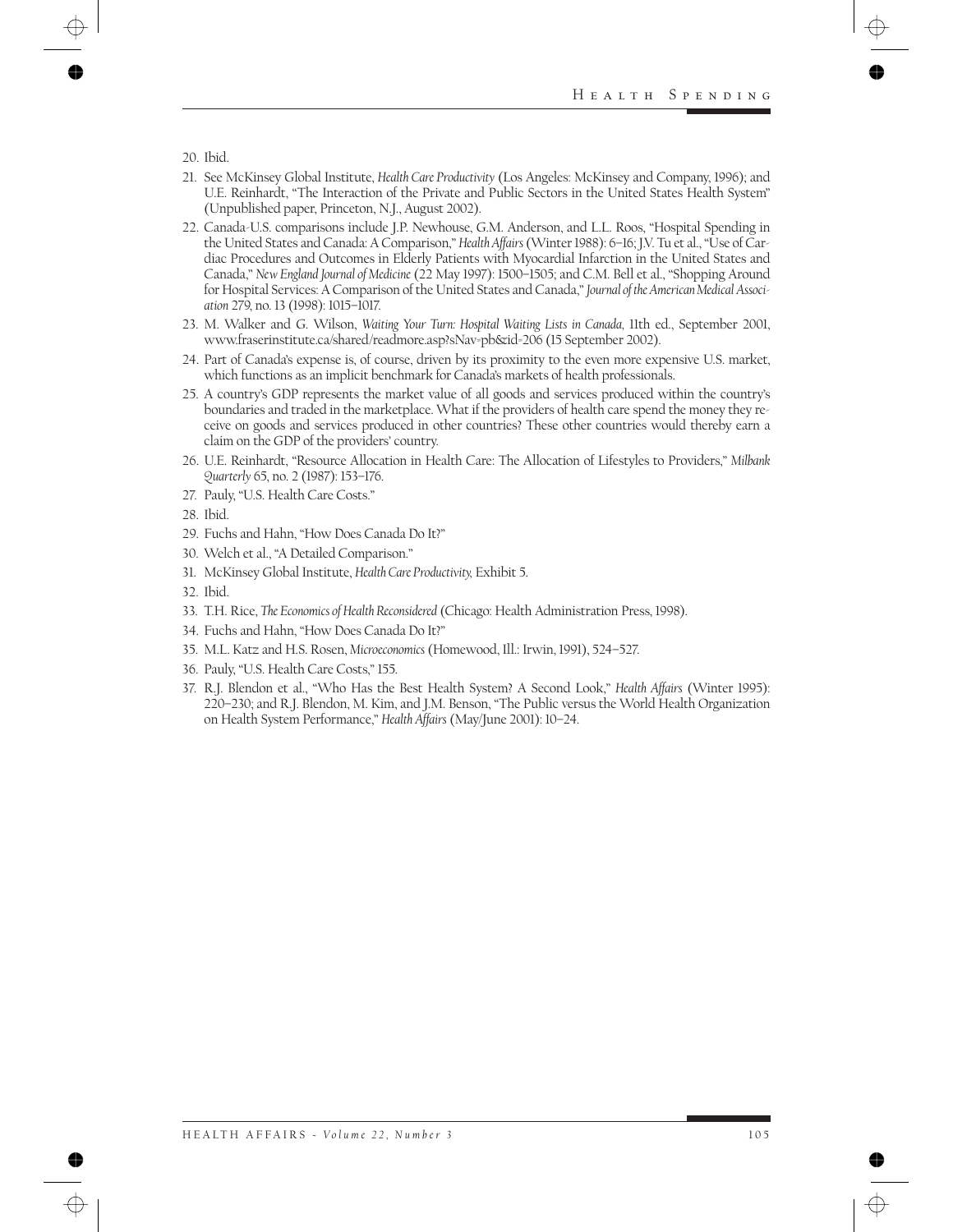20. Ibid.

21. See McKinsey Global Institute, *Health Care Productivity* (Los Angeles: McKinsey and Company, 1996); and U.E. Reinhardt, "The Interaction of the Private and Public Sectors in the United States Health System" (Unpublished paper, Princeton, N.J., August 2002).

22. Canada-U.S. comparisons include J.P. Newhouse, G.M. Anderson, and L.L. Roos, "Hospital Spending in the United States and Canada: A Comparison," *Health Affairs* (Winter 1988): 6–16; J.V. Tu et al., "Use of Cardiac Procedures and Outcomes in Elderly Patients with Myocardial Infarction in the United States and Canada," *New England Journal of Medicine* (22 May 1997): 1500–1505; and C.M. Bell et al., "Shopping Around for Hospital Services: A Comparison of the United States and Canada," *Journal of the American Medical Association* 279, no. 13 (1998): 1015–1017.

23. M. Walker and G. Wilson, *Waiting Your Turn: Hospital Waiting Lists in Canada,* 11th ed., September 2001, www.fraserinstitute.ca/shared/readmore.asp?sNav=pb&id=206 (15 September 2002).

24. Part of Canada's expense is, of course, driven by its proximity to the even more expensive U.S. market, which functions as an implicit benchmark for Canada's markets of health professionals.

25. A country's GDP represents the market value of all goods and services produced within the country's boundaries and traded in the marketplace. What if the providers of health care spend the money they receive on goods and services produced in other countries? These other countries would thereby earn a claim on the GDP of the providers' country.

26. U.E. Reinhardt, "Resource Allocation in Health Care: The Allocation of Lifestyles to Providers," *Milbank Quarterly* 65, no. 2 (1987): 153–176.

27. Pauly, "U.S. Health Care Costs."

28. Ibid.

29. Fuchs and Hahn, "How Does Canada Do It?"

30. Welch et al., "A Detailed Comparison."

31. McKinsey Global Institute, *Health Care Productivity,* Exhibit 5.

32. Ibid.

33. T.H. Rice, *The Economics of Health Reconsidered* (Chicago: Health Administration Press, 1998).

34. Fuchs and Hahn, "How Does Canada Do It?"

35. M.L. Katz and H.S. Rosen, *Microeconomics* (Homewood, Ill.: Irwin, 1991), 524–527.

36. Pauly, "U.S. Health Care Costs," 155.

37. R.J. Blendon et al., "Who Has the Best Health System? A Second Look," *Health Affairs* (Winter 1995): 220–230; and R.J. Blendon, M. Kim, and J.M. Benson, "The Public versus the World Health Organization on Health System Performance," *Health Affairs* (May/June 2001): 10–24.